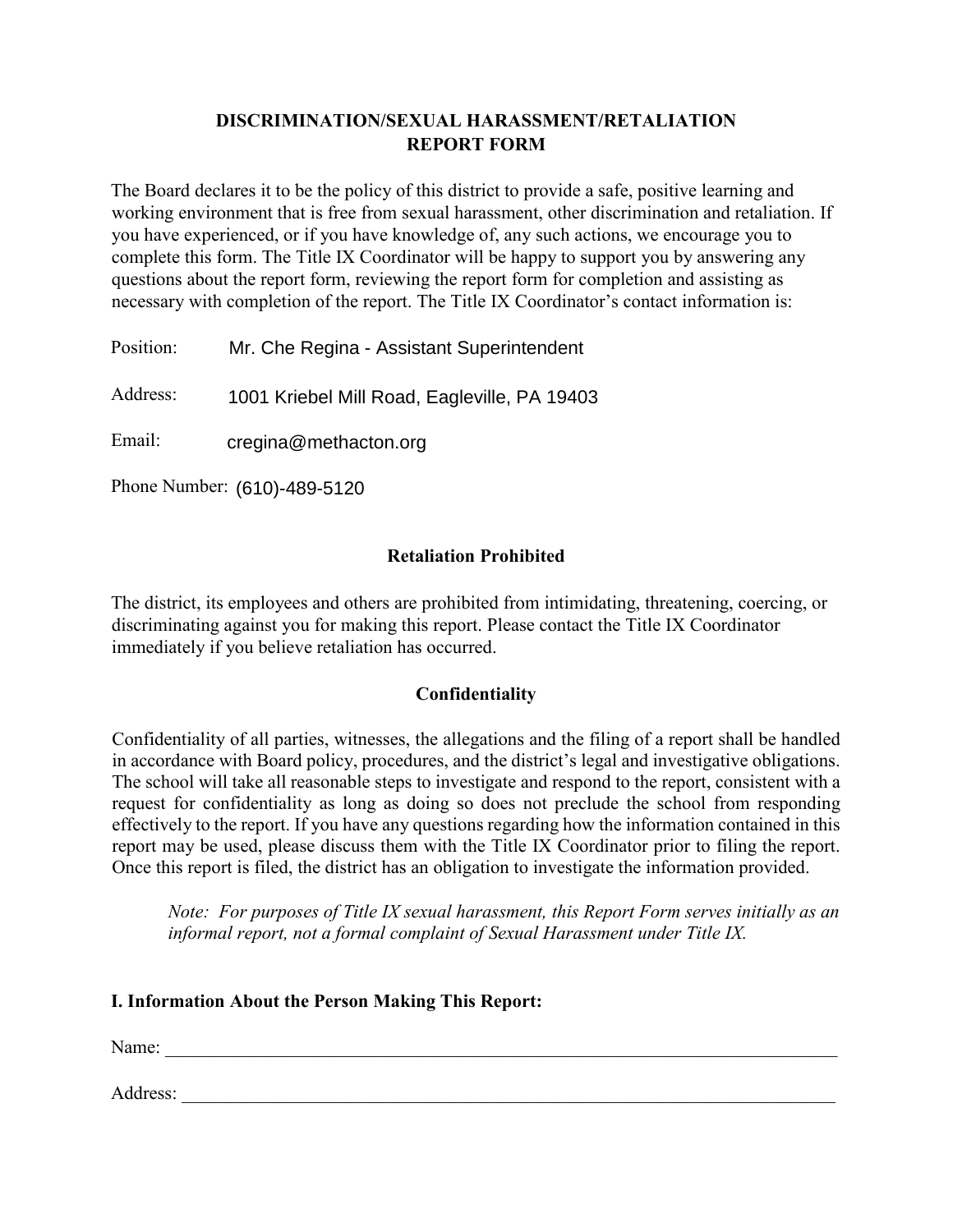# DISCRIMINATION/SEXUAL HARASSMENT/RETALIATION REPORT FORM

The Board declares it to be the policy of this district to provide a safe, positive learning and working environment that is free from sexual harassment, other discrimination and retaliation. If you have experienced, or if you have knowledge of, any such actions, we encourage you to complete this form. The Title IX Coordinator will be happy to support you by answering any questions about the report form, reviewing the report form for completion and assisting as necessary with completion of the report. The Title IX Coordinator's contact information is:

Position: Mr. Che Regina - Assistant Superintendent

Address: 1001 Kriebel Mill Road, Eagleville, PA 19403

Email: cregina@methacton.org

Phone Number: (610)-489-5120

## Retaliation Prohibited

The district, its employees and others are prohibited from intimidating, threatening, coercing, or discriminating against you for making this report. Please contact the Title IX Coordinator immediately if you believe retaliation has occurred.

## Confidentiality

Confidentiality of all parties, witnesses, the allegations and the filing of a report shall be handled in accordance with Board policy, procedures, and the district's legal and investigative obligations. The school will take all reasonable steps to investigate and respond to the report, consistent with a request for confidentiality as long as doing so does not preclude the school from responding effectively to the report. If you have any questions regarding how the information contained in this report may be used, please discuss them with the Title IX Coordinator prior to filing the report. Once this report is filed, the district has an obligation to investigate the information provided.

*Note: For purposes of Title IX sexual harassment, this Report Form serves initially as an informal report, not a formal complaint of Sexual Harassment under Title IX.*

## I. Information About the Person Making This Report:

Name: ____________________________________________________________

Address: __________________________________________________________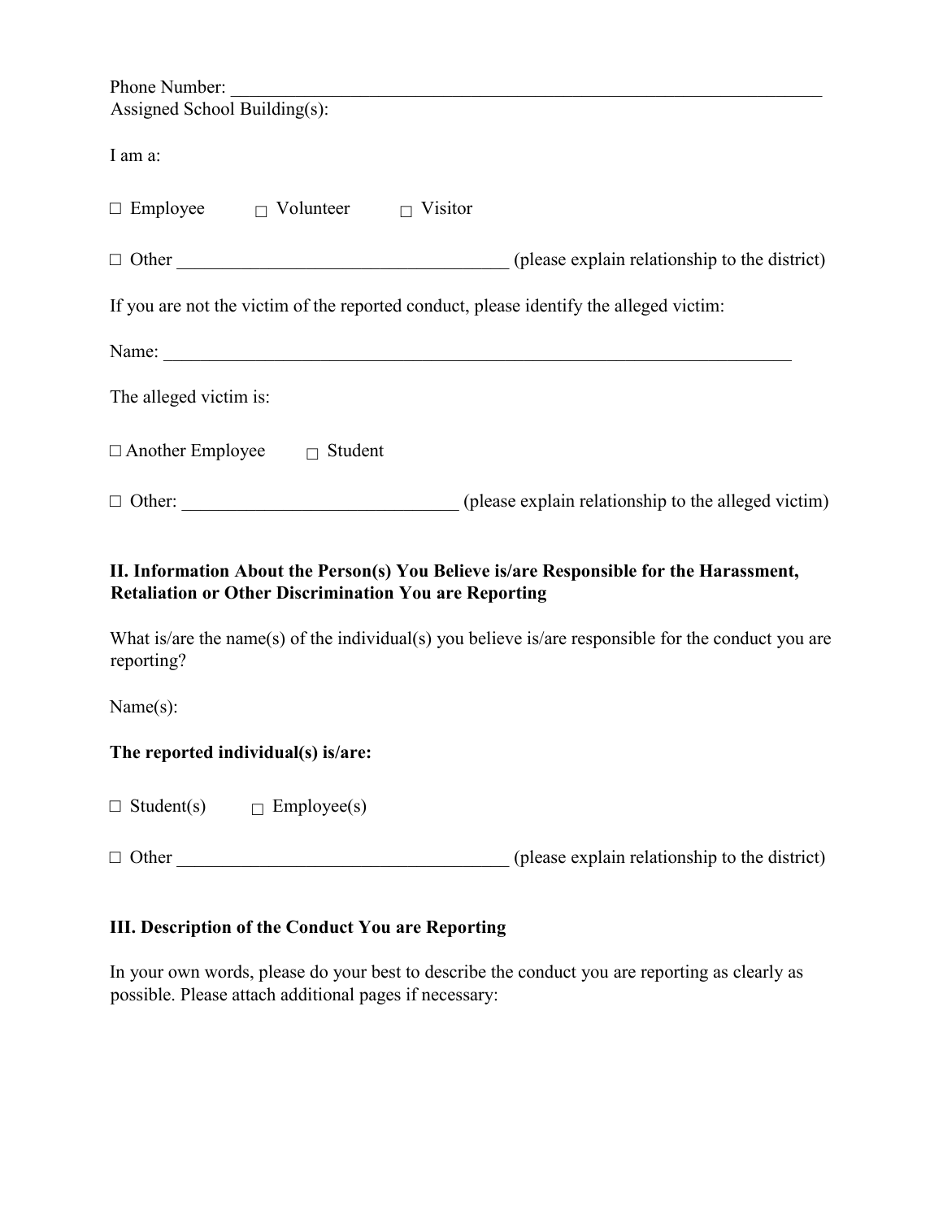Phone Number: ______________________________________________________________________
Assigned School Building(s):

I am a:

☐ Employee ☐ Volunteer ☐ Visitor

☐ Other ____________________________________ (please explain relationship to the district)

If you are not the victim of the reported conduct, please identify the alleged victim:

Name: ________________________________________________________________________

The alleged victim is:

☐ Another Employee ☐ Student

☐ Other: _____________________________ (please explain relationship to the alleged victim)

**II. Information About the Person(s) You Believe is/are Responsible for the Harassment, Retaliation or Other Discrimination You are Reporting**

What is/are the name(s) of the individual(s) you believe is/are responsible for the conduct you are reporting?

Name(s):

**The reported individual(s) is/are:**

☐ Student(s) ☐ Employee(s)

☐ Other ____________________________________ (please explain relationship to the district)

**III. Description of the Conduct You are Reporting**

In your own words, please do your best to describe the conduct you are reporting as clearly as possible. Please attach additional pages if necessary: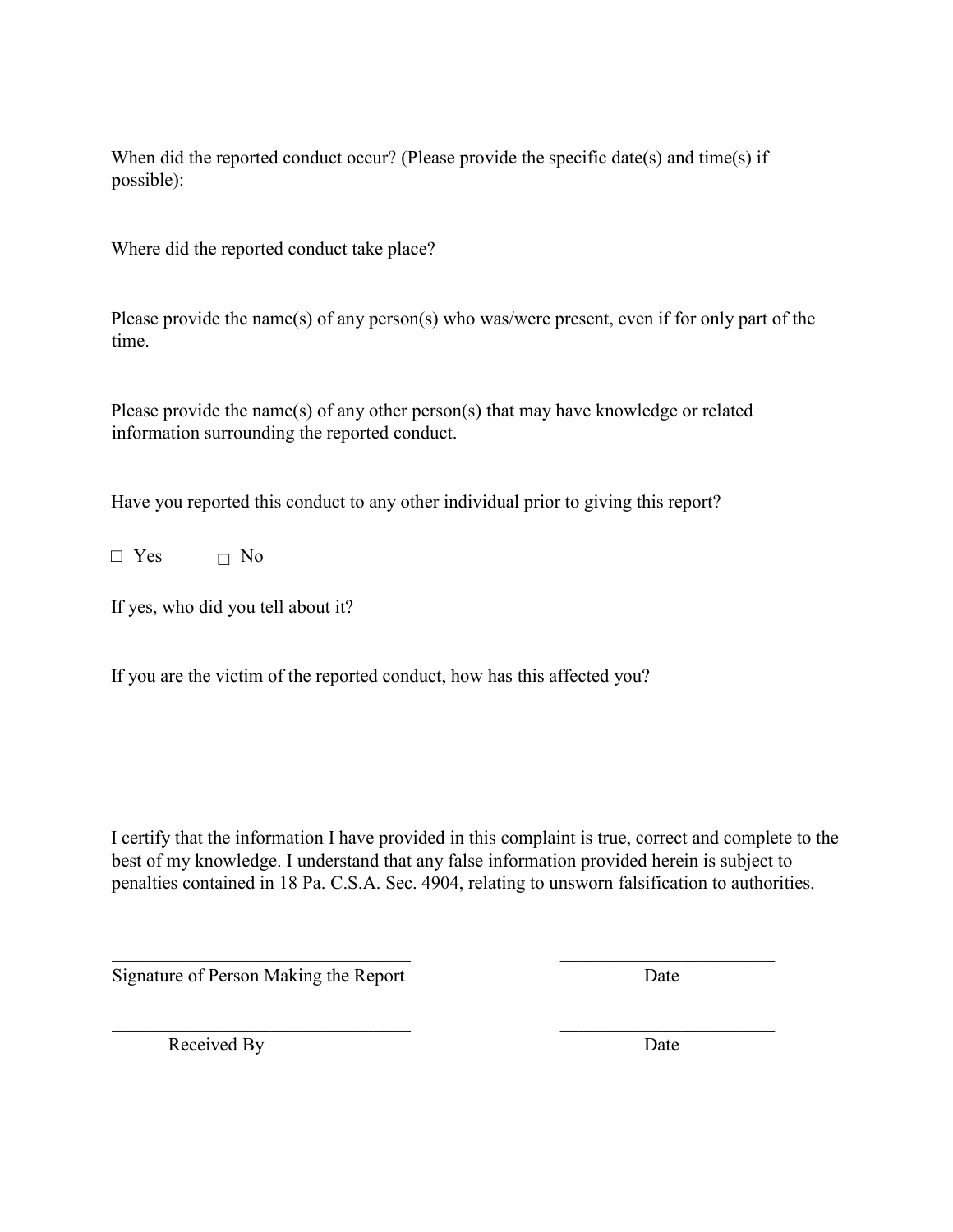When did the reported conduct occur? (Please provide the specific date(s) and time(s) if possible):

Where did the reported conduct take place?

Please provide the name(s) of any person(s) who was/were present, even if for only part of the time.

Please provide the name(s) of any other person(s) that may have knowledge or related information surrounding the reported conduct.

Have you reported this conduct to any other individual prior to giving this report?

☐ Yes ☐ No

If yes, who did you tell about it?

If you are the victim of the reported conduct, how has this affected you?

I certify that the information I have provided in this complaint is true, correct and complete to the best of my knowledge. I understand that any false information provided herein is subject to penalties contained in 18 Pa. C.S.A. Sec. 4904, relating to unsworn falsification to authorities.

\_\_\_\_\_\_\_\_\_\_\_\_\_\_\_\_\_\_\_\_\_\_\_\_\_\_\_\_\_\_\_\_\_\_ \_\_\_\_\_\_\_\_\_\_\_\_\_\_\_\_\_\_\_\_\_\_\_\_

Signature of Person Making the Report Date

\_\_\_\_\_\_\_\_\_\_\_\_\_\_\_\_\_\_\_\_\_\_\_\_\_\_\_\_\_\_\_\_\_\_ \_\_\_\_\_\_\_\_\_\_\_\_\_\_\_\_\_\_\_\_\_\_\_\_

Received By Date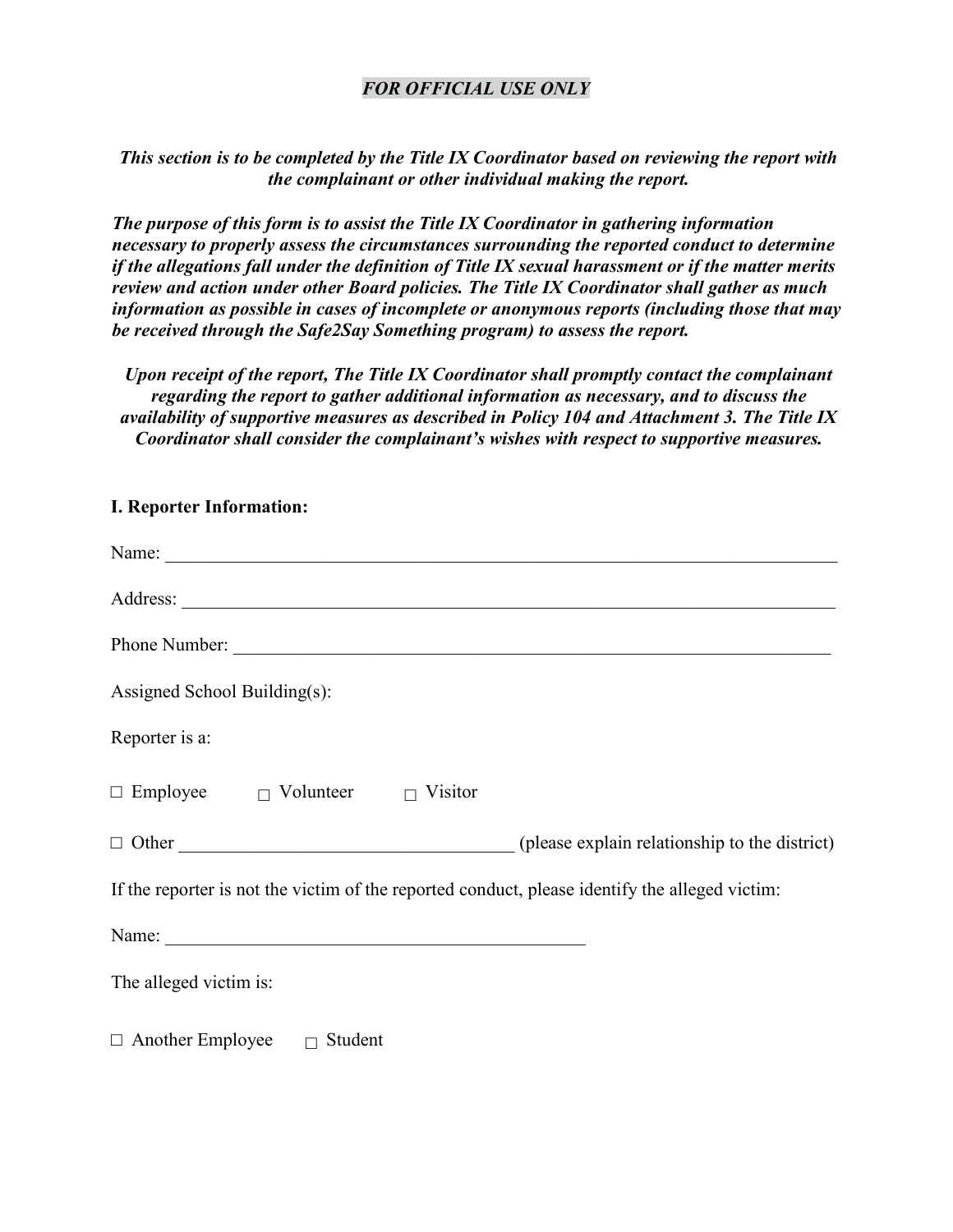***FOR OFFICIAL USE ONLY***

***This section is to be completed by the Title IX Coordinator based on reviewing the report with the complainant or other individual making the report.***

***The purpose of this form is to assist the Title IX Coordinator in gathering information necessary to properly assess the circumstances surrounding the reported conduct to determine if the allegations fall under the definition of Title IX sexual harassment or if the matter merits review and action under other Board policies. The Title IX Coordinator shall gather as much information as possible in cases of incomplete or anonymous reports (including those that may be received through the Safe2Say Something program) to assess the report.***

***Upon receipt of the report, The Title IX Coordinator shall promptly contact the complainant regarding the report to gather additional information as necessary, and to discuss the availability of supportive measures as described in Policy 104 and Attachment 3. The Title IX Coordinator shall consider the complainant's wishes with respect to supportive measures.***

**I. Reporter Information:**

Name: ___________________________________________________________________________

Address: _________________________________________________________________________

Phone Number: ____________________________________________________________________

Assigned School Building(s):

Reporter is a:

☐ Employee ☐ Volunteer ☐ Visitor

☐ Other ____________________________________ (please explain relationship to the district)

If the reporter is not the victim of the reported conduct, please identify the alleged victim:

Name: ______________________________________________

The alleged victim is:

☐ Another Employee ☐ Student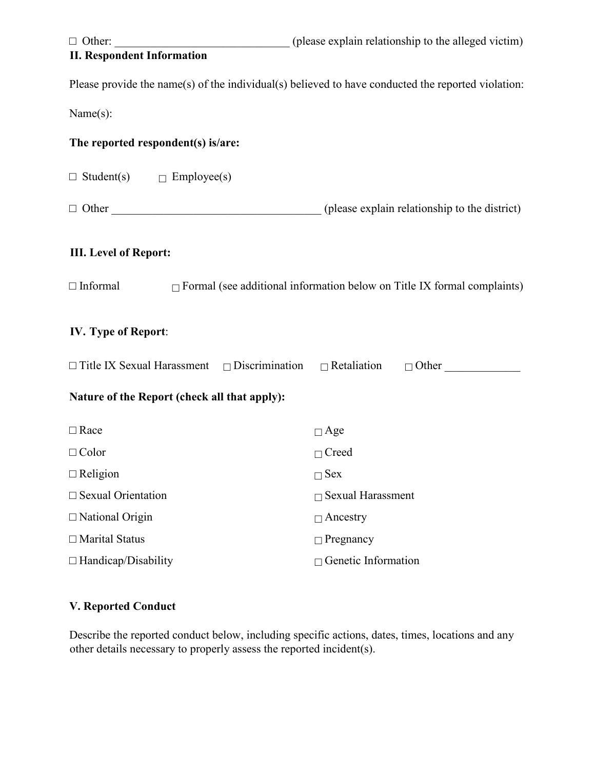☐ Other: ______________________________ (please explain relationship to the alleged victim)

**II. Respondent Information**

Please provide the name(s) of the individual(s) believed to have conducted the reported violation:

Name(s):

**The reported respondent(s) is/are:**

☐ Student(s) ☐ Employee(s)

☐ Other ____________________________________ (please explain relationship to the district)

**III. Level of Report:**

☐ Informal ☐ Formal (see additional information below on Title IX formal complaints)

**IV. Type of Report**:

☐ Title IX Sexual Harassment ☐ Discrimination ☐ Retaliation ☐ Other _____________

**Nature of the Report (check all that apply):**

☐ Race ☐ Age

☐ Color ☐ Creed

☐ Religion ☐ Sex

☐ Sexual Orientation ☐ Sexual Harassment

☐ National Origin ☐ Ancestry

☐ Marital Status ☐ Pregnancy

☐ Handicap/Disability ☐ Genetic Information

**V. Reported Conduct**

Describe the reported conduct below, including specific actions, dates, times, locations and any other details necessary to properly assess the reported incident(s).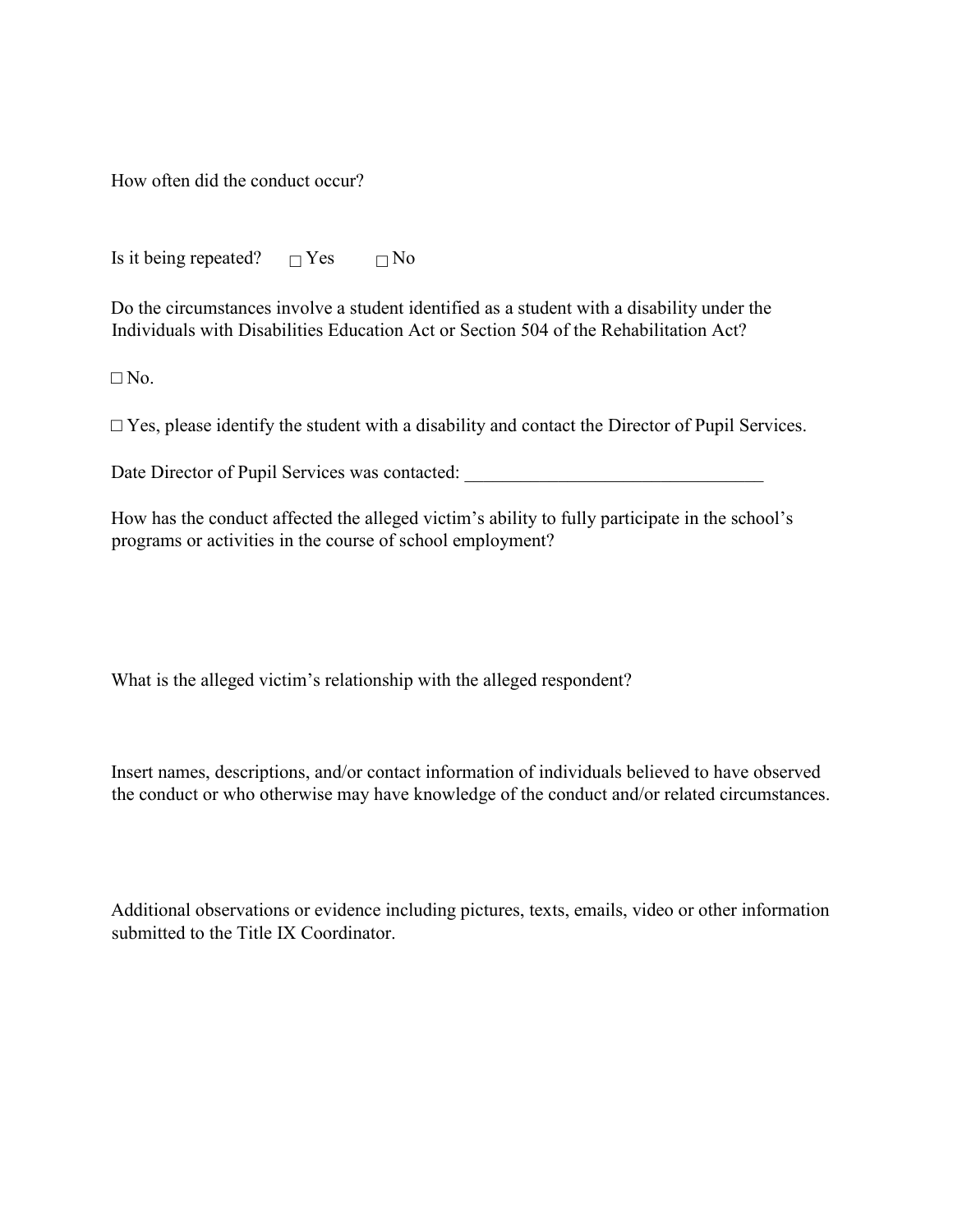How often did the conduct occur?

Is it being repeated? □ Yes □ No

Do the circumstances involve a student identified as a student with a disability under the Individuals with Disabilities Education Act or Section 504 of the Rehabilitation Act?

□ No.

□ Yes, please identify the student with a disability and contact the Director of Pupil Services.

Date Director of Pupil Services was contacted: ________________________________

How has the conduct affected the alleged victim's ability to fully participate in the school's programs or activities in the course of school employment?

What is the alleged victim's relationship with the alleged respondent?

Insert names, descriptions, and/or contact information of individuals believed to have observed the conduct or who otherwise may have knowledge of the conduct and/or related circumstances.

Additional observations or evidence including pictures, texts, emails, video or other information submitted to the Title IX Coordinator.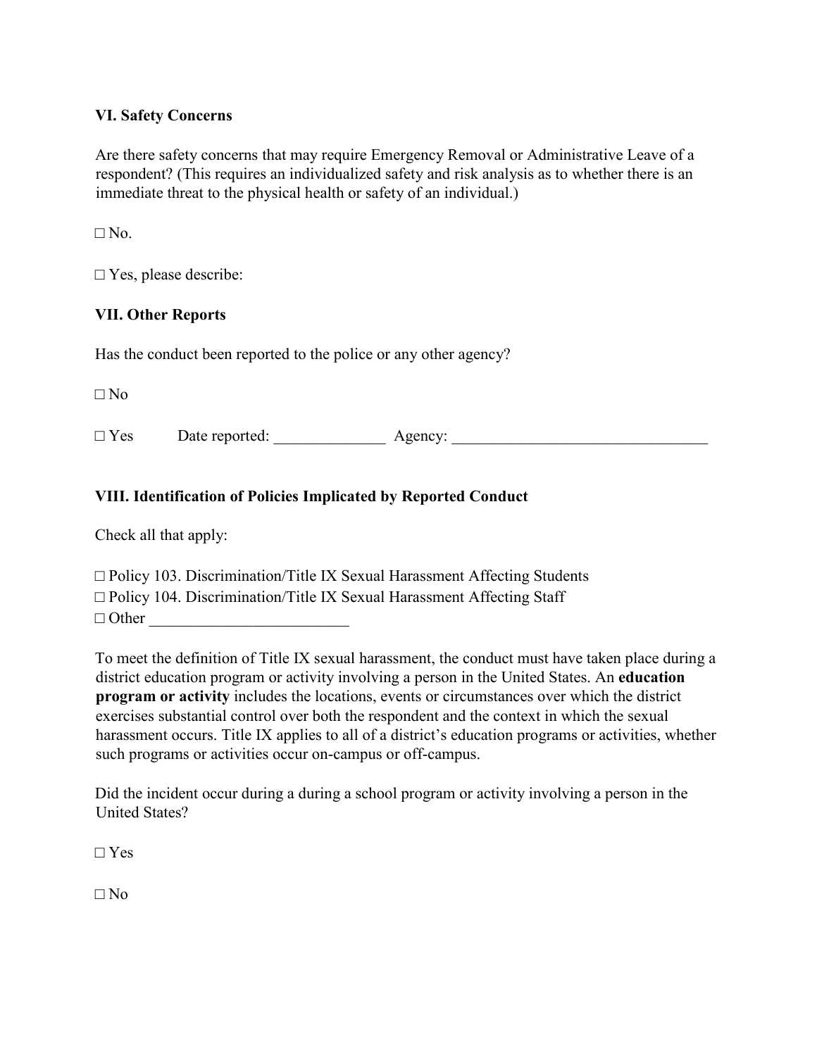## VI. Safety Concerns

Are there safety concerns that may require Emergency Removal or Administrative Leave of a respondent? (This requires an individualized safety and risk analysis as to whether there is an immediate threat to the physical health or safety of an individual.)

□ No.

□ Yes, please describe:

## VII. Other Reports

Has the conduct been reported to the police or any other agency?

□ No

□ Yes Date reported: ______________ Agency: ________________________________

## VIII. Identification of Policies Implicated by Reported Conduct

Check all that apply:

□ Policy 103. Discrimination/Title IX Sexual Harassment Affecting Students
□ Policy 104. Discrimination/Title IX Sexual Harassment Affecting Staff
□ Other _________________________

To meet the definition of Title IX sexual harassment, the conduct must have taken place during a district education program or activity involving a person in the United States. An **education program or activity** includes the locations, events or circumstances over which the district exercises substantial control over both the respondent and the context in which the sexual harassment occurs. Title IX applies to all of a district's education programs or activities, whether such programs or activities occur on-campus or off-campus.

Did the incident occur during a during a school program or activity involving a person in the United States?

□ Yes

□ No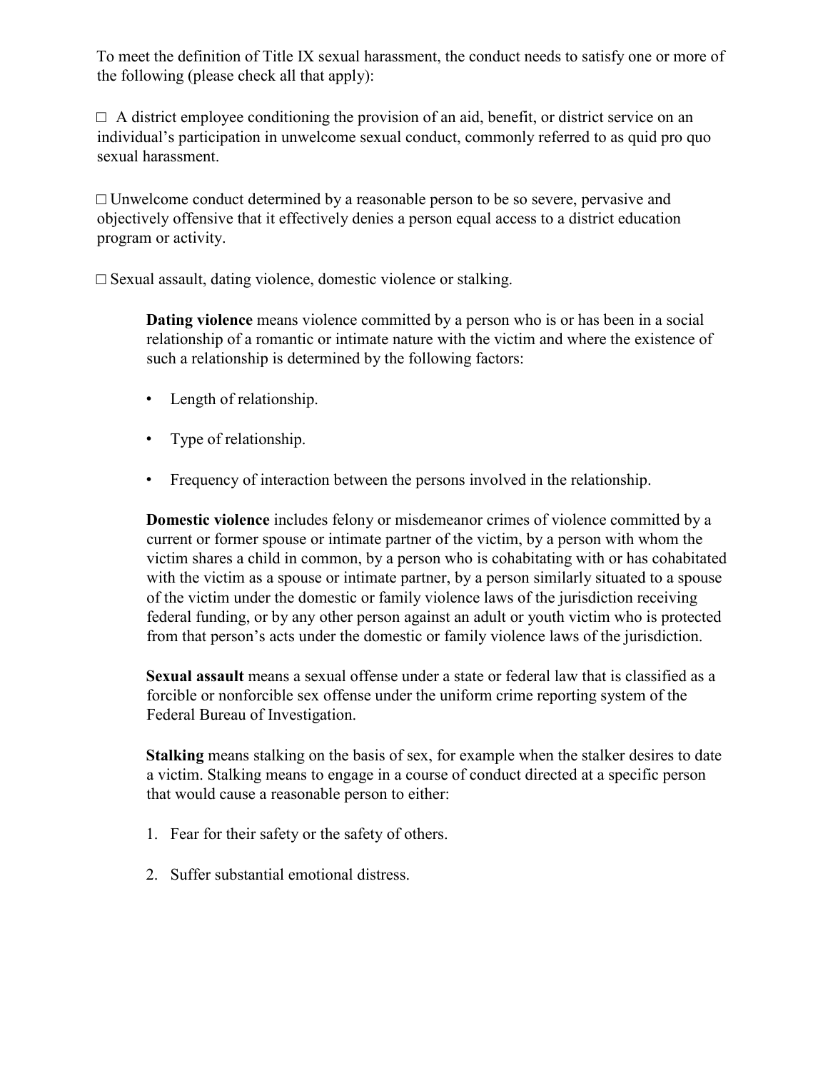To meet the definition of Title IX sexual harassment, the conduct needs to satisfy one or more of the following (please check all that apply):

□ A district employee conditioning the provision of an aid, benefit, or district service on an individual's participation in unwelcome sexual conduct, commonly referred to as quid pro quo sexual harassment.

□ Unwelcome conduct determined by a reasonable person to be so severe, pervasive and objectively offensive that it effectively denies a person equal access to a district education program or activity.

□ Sexual assault, dating violence, domestic violence or stalking.

> **Dating violence** means violence committed by a person who is or has been in a social relationship of a romantic or intimate nature with the victim and where the existence of such a relationship is determined by the following factors:
>
> - Length of relationship.
> - Type of relationship.
> - Frequency of interaction between the persons involved in the relationship.
>
> **Domestic violence** includes felony or misdemeanor crimes of violence committed by a current or former spouse or intimate partner of the victim, by a person with whom the victim shares a child in common, by a person who is cohabitating with or has cohabitated with the victim as a spouse or intimate partner, by a person similarly situated to a spouse of the victim under the domestic or family violence laws of the jurisdiction receiving federal funding, or by any other person against an adult or youth victim who is protected from that person's acts under the domestic or family violence laws of the jurisdiction.
>
> **Sexual assault** means a sexual offense under a state or federal law that is classified as a forcible or nonforcible sex offense under the uniform crime reporting system of the Federal Bureau of Investigation.
>
> **Stalking** means stalking on the basis of sex, for example when the stalker desires to date a victim. Stalking means to engage in a course of conduct directed at a specific person that would cause a reasonable person to either:
>
> 1. Fear for their safety or the safety of others.
> 2. Suffer substantial emotional distress.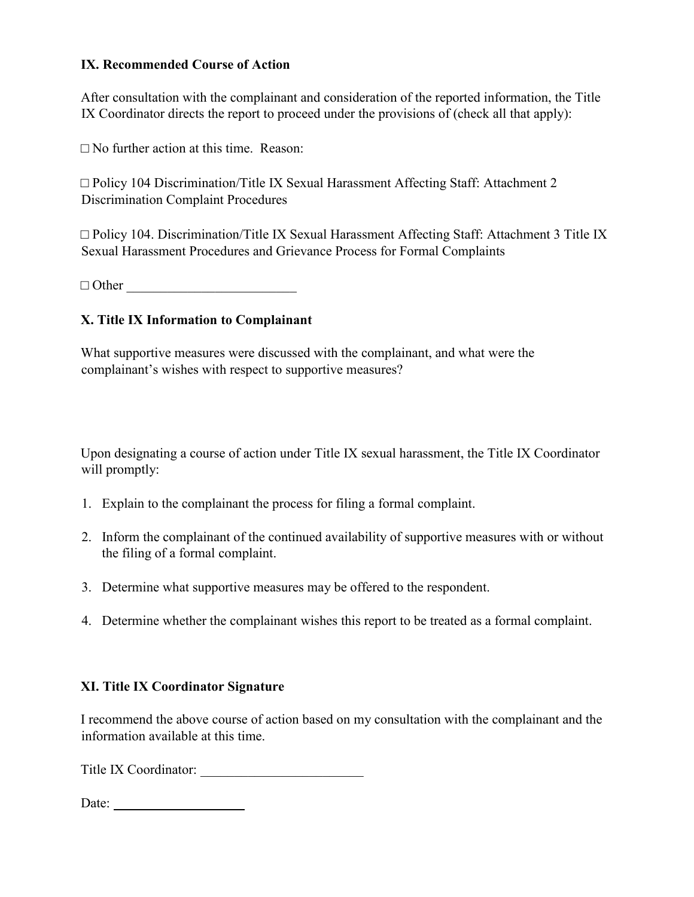**IX. Recommended Course of Action**

After consultation with the complainant and consideration of the reported information, the Title IX Coordinator directs the report to proceed under the provisions of (check all that apply):

□ No further action at this time. Reason:

□ Policy 104 Discrimination/Title IX Sexual Harassment Affecting Staff: Attachment 2 Discrimination Complaint Procedures

□ Policy 104. Discrimination/Title IX Sexual Harassment Affecting Staff: Attachment 3 Title IX Sexual Harassment Procedures and Grievance Process for Formal Complaints

□ Other _________________________

**X. Title IX Information to Complainant**

What supportive measures were discussed with the complainant, and what were the complainant's wishes with respect to supportive measures?

Upon designating a course of action under Title IX sexual harassment, the Title IX Coordinator will promptly:

1. Explain to the complainant the process for filing a formal complaint.
2. Inform the complainant of the continued availability of supportive measures with or without the filing of a formal complaint.
3. Determine what supportive measures may be offered to the respondent.
4. Determine whether the complainant wishes this report to be treated as a formal complaint.

**XI. Title IX Coordinator Signature**

I recommend the above course of action based on my consultation with the complainant and the information available at this time.

Title IX Coordinator: ________________________

Date: ____________________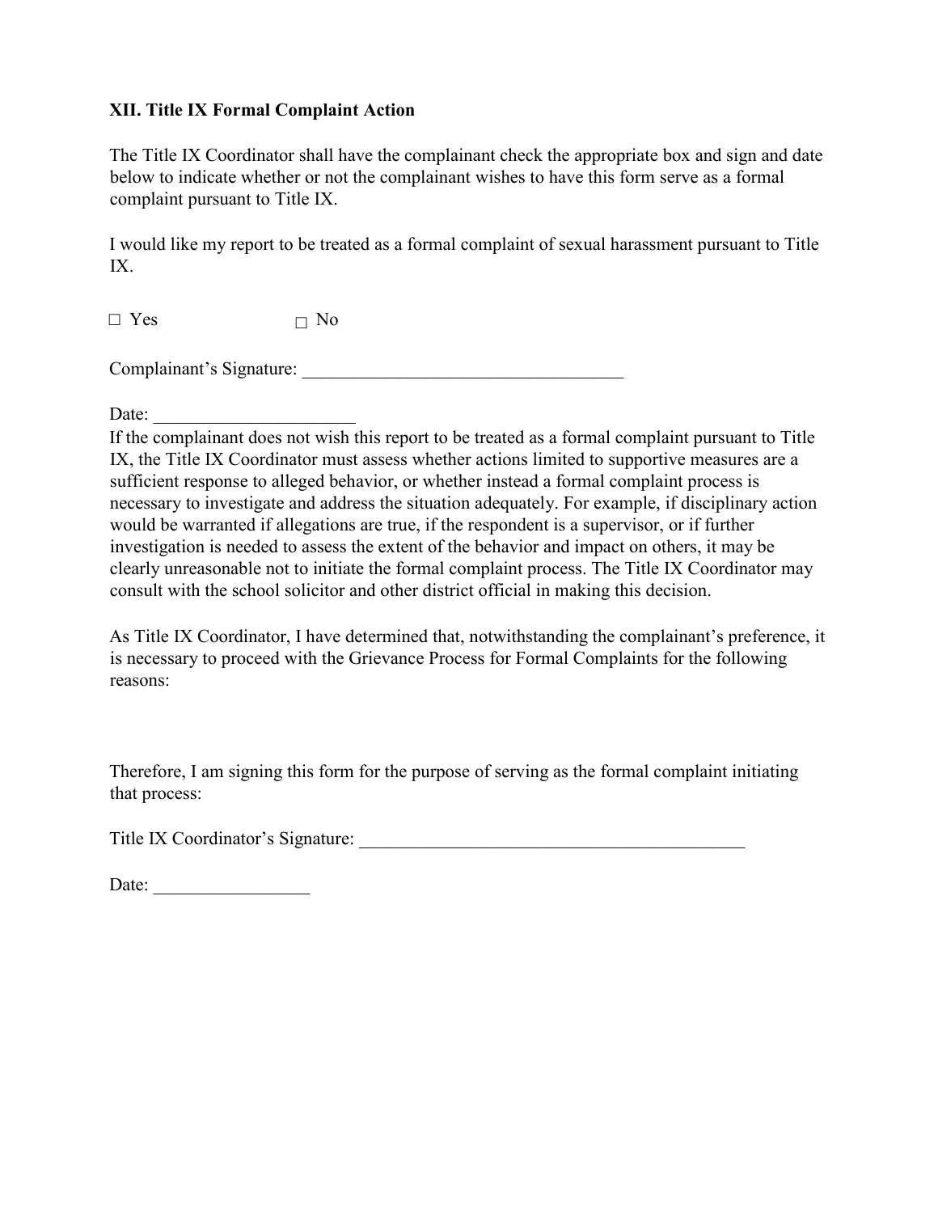**XII. Title IX Formal Complaint Action**

The Title IX Coordinator shall have the complainant check the appropriate box and sign and date below to indicate whether or not the complainant wishes to have this form serve as a formal complaint pursuant to Title IX.

I would like my report to be treated as a formal complaint of sexual harassment pursuant to Title IX.

☐ Yes ☐ No

Complainant's Signature: ___________________________________

Date: ______________________

If the complainant does not wish this report to be treated as a formal complaint pursuant to Title IX, the Title IX Coordinator must assess whether actions limited to supportive measures are a sufficient response to alleged behavior, or whether instead a formal complaint process is necessary to investigate and address the situation adequately. For example, if disciplinary action would be warranted if allegations are true, if the respondent is a supervisor, or if further investigation is needed to assess the extent of the behavior and impact on others, it may be clearly unreasonable not to initiate the formal complaint process. The Title IX Coordinator may consult with the school solicitor and other district official in making this decision.

As Title IX Coordinator, I have determined that, notwithstanding the complainant's preference, it is necessary to proceed with the Grievance Process for Formal Complaints for the following reasons:

Therefore, I am signing this form for the purpose of serving as the formal complaint initiating that process:

Title IX Coordinator's Signature: ___________________________________________

Date: _________________